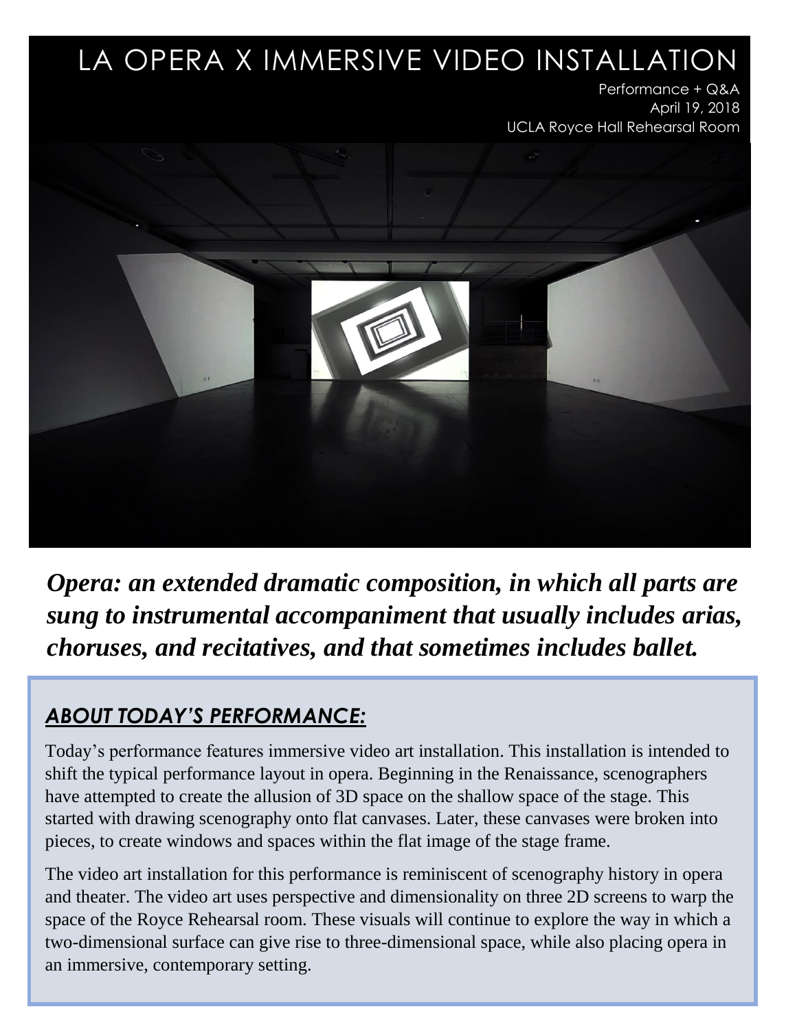# LA OPERA X IMMERSIVE VIDEO INSTALLATION

Performance + Q&A
April 19, 2018
UCLA Royce Hall Rehearsal Room

***Opera: an extended dramatic composition, in which all parts are sung to instrumental accompaniment that usually includes arias, choruses, and recitatives, and that sometimes includes ballet.***

## *ABOUT TODAY'S PERFORMANCE:*

Today's performance features immersive video art installation. This installation is intended to shift the typical performance layout in opera. Beginning in the Renaissance, scenographers have attempted to create the allusion of 3D space on the shallow space of the stage. This started with drawing scenography onto flat canvases. Later, these canvases were broken into pieces, to create windows and spaces within the flat image of the stage frame.

The video art installation for this performance is reminiscent of scenography history in opera and theater. The video art uses perspective and dimensionality on three 2D screens to warp the space of the Royce Rehearsal room. These visuals will continue to explore the way in which a two-dimensional surface can give rise to three-dimensional space, while also placing opera in an immersive, contemporary setting.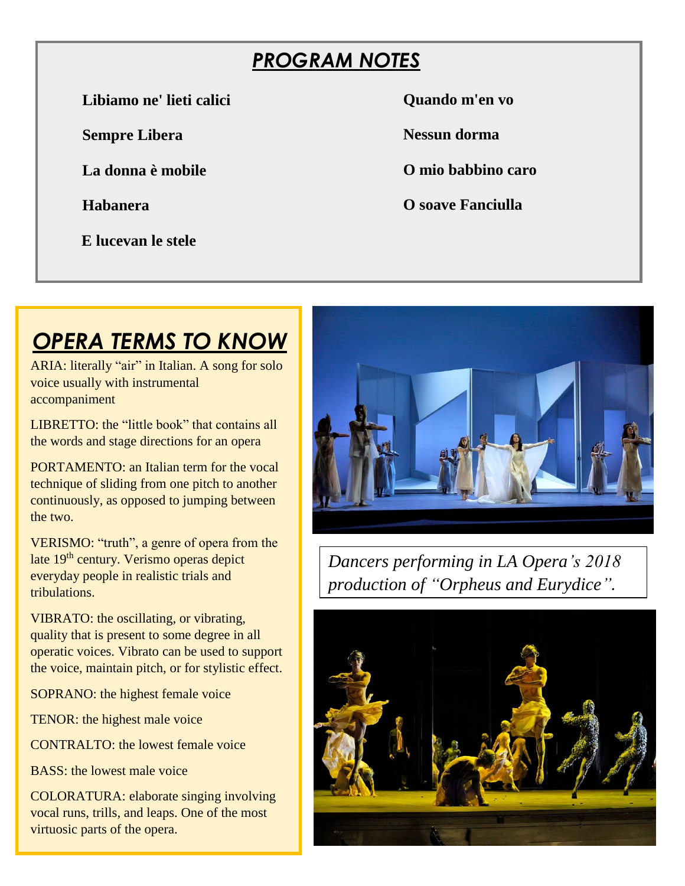## *PROGRAM NOTES*

**Libiamo ne' lieti calici**

**Sempre Libera**

**La donna è mobile**

**Habanera**

**E lucevan le stele**

**Quando m'en vo**

**Nessun dorma**

**O mio babbino caro**

**O soave Fanciulla**

## *OPERA TERMS TO KNOW*

ARIA: literally "air" in Italian. A song for solo voice usually with instrumental accompaniment

LIBRETTO: the "little book" that contains all the words and stage directions for an opera

PORTAMENTO: an Italian term for the vocal technique of sliding from one pitch to another continuously, as opposed to jumping between the two.

VERISMO: "truth", a genre of opera from the late 19th century. Verismo operas depict everyday people in realistic trials and tribulations.

VIBRATO: the oscillating, or vibrating, quality that is present to some degree in all operatic voices. Vibrato can be used to support the voice, maintain pitch, or for stylistic effect.

SOPRANO: the highest female voice

TENOR: the highest male voice

CONTRALTO: the lowest female voice

BASS: the lowest male voice

COLORATURA: elaborate singing involving vocal runs, trills, and leaps. One of the most virtuosic parts of the opera.

*Dancers performing in LA Opera's 2018 production of "Orpheus and Eurydice".*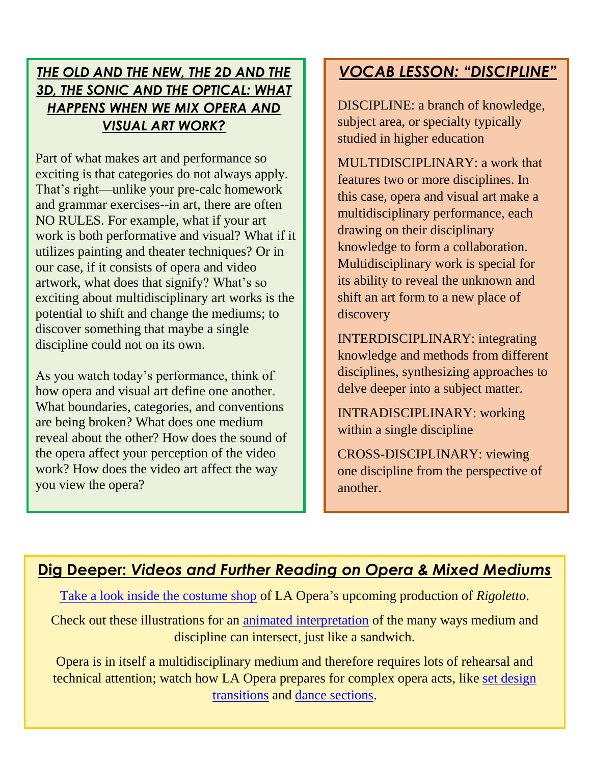## ***THE OLD AND THE NEW, THE 2D AND THE 3D, THE SONIC AND THE OPTICAL: WHAT HAPPENS WHEN WE MIX OPERA AND VISUAL ART WORK?***

Part of what makes art and performance so exciting is that categories do not always apply. That's right—unlike your pre-calc homework and grammar exercises--in art, there are often NO RULES. For example, what if your art work is both performative and visual? What if it utilizes painting and theater techniques? Or in our case, if it consists of opera and video artwork, what does that signify? What's so exciting about multidisciplinary art works is the potential to shift and change the mediums; to discover something that maybe a single discipline could not on its own.

As you watch today's performance, think of how opera and visual art define one another. What boundaries, categories, and conventions are being broken? What does one medium reveal about the other? How does the sound of the opera affect your perception of the video work? How does the video art affect the way you view the opera?

## ***VOCAB LESSON: "DISCIPLINE"***

DISCIPLINE: a branch of knowledge, subject area, or specialty typically studied in higher education

MULTIDISCIPLINARY: a work that features two or more disciplines. In this case, opera and visual art make a multidisciplinary performance, each drawing on their disciplinary knowledge to form a collaboration. Multidisciplinary work is special for its ability to reveal the unknown and shift an art form to a new place of discovery

INTERDISCIPLINARY: integrating knowledge and methods from different disciplines, synthesizing approaches to delve deeper into a subject matter.

INTRADISCIPLINARY: working within a single discipline

CROSS-DISCIPLINARY: viewing one discipline from the perspective of another.

## **Dig Deeper:** ***Videos and Further Reading on Opera & Mixed Mediums***

Take a look inside the costume shop of LA Opera's upcoming production of *Rigoletto*.

Check out these illustrations for an animated interpretation of the many ways medium and discipline can intersect, just like a sandwich.

Opera is in itself a multidisciplinary medium and therefore requires lots of rehearsal and technical attention; watch how LA Opera prepares for complex opera acts, like set design transitions and dance sections.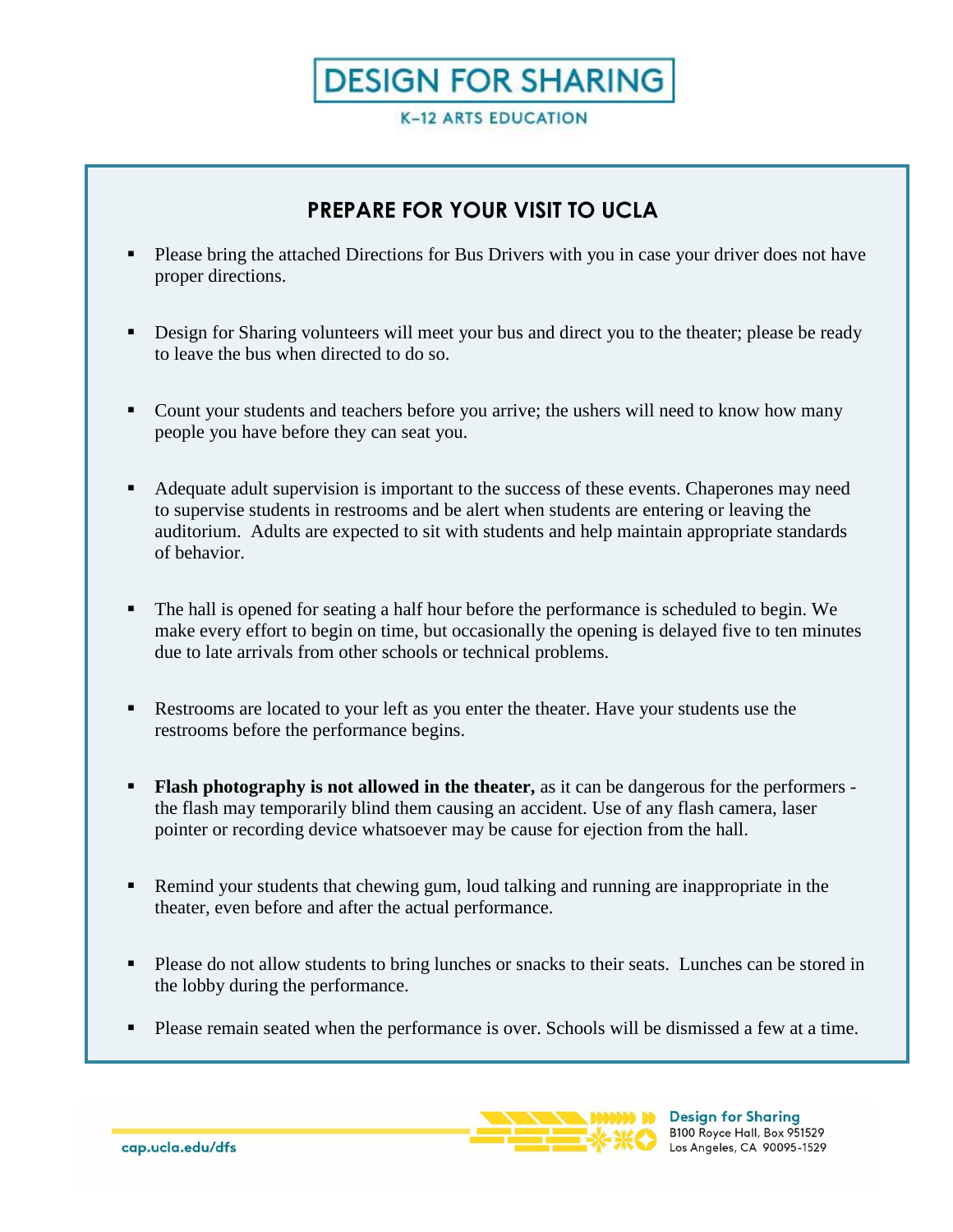# DESIGN FOR SHARING

K–12 ARTS EDUCATION

## PREPARE FOR YOUR VISIT TO UCLA

- Please bring the attached Directions for Bus Drivers with you in case your driver does not have proper directions.
- Design for Sharing volunteers will meet your bus and direct you to the theater; please be ready to leave the bus when directed to do so.
- Count your students and teachers before you arrive; the ushers will need to know how many people you have before they can seat you.
- Adequate adult supervision is important to the success of these events. Chaperones may need to supervise students in restrooms and be alert when students are entering or leaving the auditorium. Adults are expected to sit with students and help maintain appropriate standards of behavior.
- The hall is opened for seating a half hour before the performance is scheduled to begin. We make every effort to begin on time, but occasionally the opening is delayed five to ten minutes due to late arrivals from other schools or technical problems.
- Restrooms are located to your left as you enter the theater. Have your students use the restrooms before the performance begins.
- **Flash photography is not allowed in the theater,** as it can be dangerous for the performers - the flash may temporarily blind them causing an accident. Use of any flash camera, laser pointer or recording device whatsoever may be cause for ejection from the hall.
- Remind your students that chewing gum, loud talking and running are inappropriate in the theater, even before and after the actual performance.
- Please do not allow students to bring lunches or snacks to their seats. Lunches can be stored in the lobby during the performance.
- Please remain seated when the performance is over. Schools will be dismissed a few at a time.

cap.ucla.edu/dfs

**Design for Sharing**
B100 Royce Hall, Box 951529
Los Angeles, CA 90095-1529